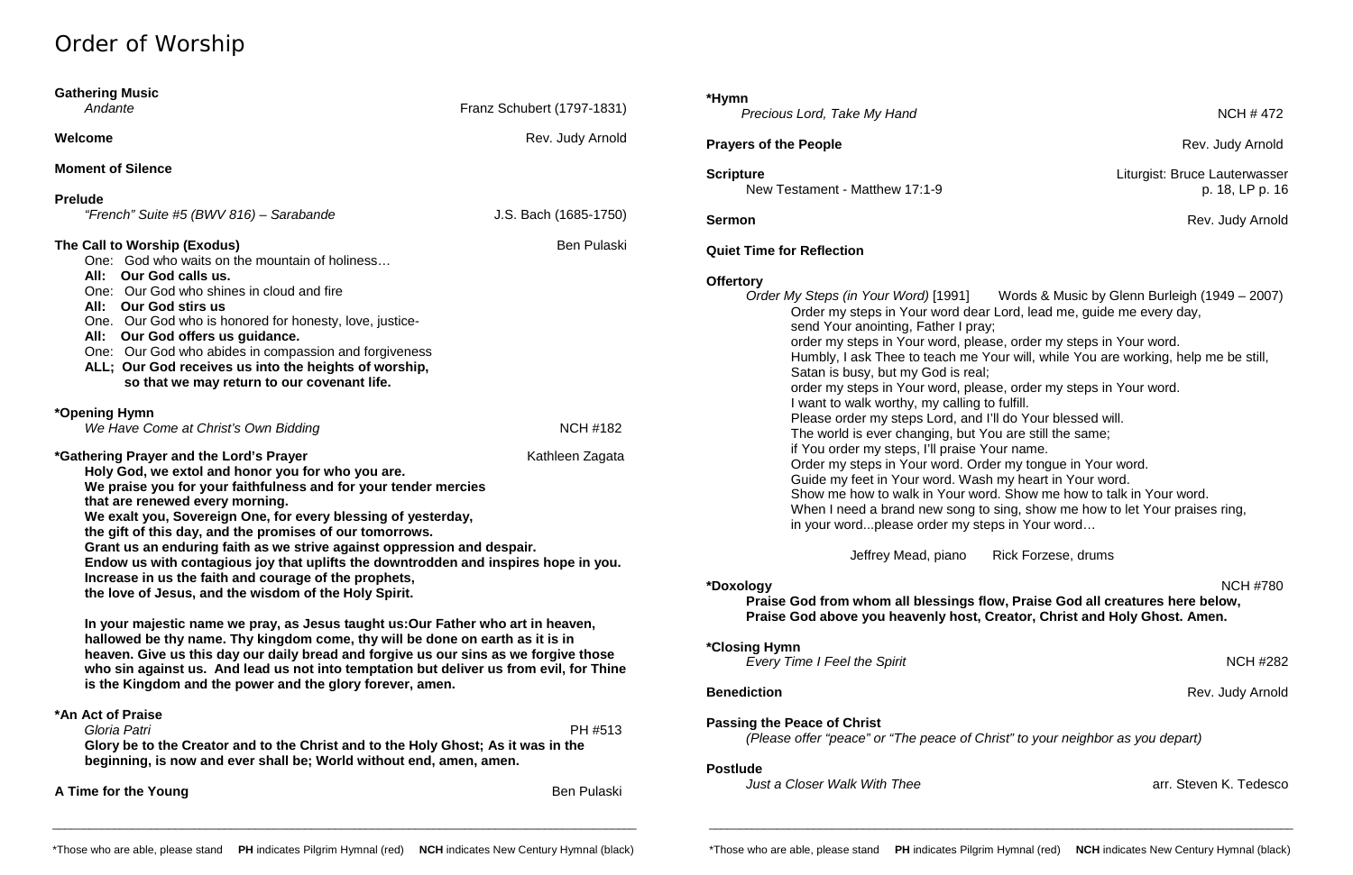# Order of Worship

**Gathering Music**
*Andante* — Franz Schubert (1797-1831)

**Welcome** — Rev. Judy Arnold

**Moment of Silence**

**Prelude**
*"French" Suite #5 (BWV 816) – Sarabande* — J.S. Bach (1685-1750)

**The Call to Worship (Exodus)** — Ben Pulaski

One: God who waits on the mountain of holiness…
**All: Our God calls us.**
One: Our God who shines in cloud and fire
**All: Our God stirs us**
One. Our God who is honored for honesty, love, justice-
**All: Our God offers us guidance.**
One: Our God who abides in compassion and forgiveness
**ALL; Our God receives us into the heights of worship, so that we may return to our covenant life.**

**\*Opening Hymn**
*We Have Come at Christ's Own Bidding* — NCH #182

**\*Gathering Prayer and the Lord's Prayer** — Kathleen Zagata

**Holy God, we extol and honor you for who you are.
We praise you for your faithfulness and for your tender mercies that are renewed every morning.
We exalt you, Sovereign One, for every blessing of yesterday, the gift of this day, and the promises of our tomorrows.
Grant us an enduring faith as we strive against oppression and despair.
Endow us with contagious joy that uplifts the downtrodden and inspires hope in you.
Increase in us the faith and courage of the prophets, the love of Jesus, and the wisdom of the Holy Spirit.**

**In your majestic name we pray, as Jesus taught us:Our Father who art in heaven, hallowed be thy name. Thy kingdom come, thy will be done on earth as it is in heaven. Give us this day our daily bread and forgive us our sins as we forgive those who sin against us. And lead us not into temptation but deliver us from evil, for Thine is the Kingdom and the power and the glory forever, amen.**

**\*An Act of Praise**
*Gloria Patri* — PH #513
**Glory be to the Creator and to the Christ and to the Holy Ghost; As it was in the beginning, is now and ever shall be; World without end, amen, amen.**

**A Time for the Young** — Ben Pulaski

**\*Hymn**
*Precious Lord, Take My Hand* — NCH # 472

**Prayers of the People** — Rev. Judy Arnold

**Scripture** — Liturgist: Bruce Lauterwasser
New Testament - Matthew 17:1-9 — p. 18, LP p. 16

**Sermon** — Rev. Judy Arnold

**Quiet Time for Reflection**

**Offertory**
*Order My Steps (in Your Word)* [1991] — Words & Music by Glenn Burleigh (1949 – 2007)

Order my steps in Your word dear Lord, lead me, guide me every day,
send Your anointing, Father I pray;
order my steps in Your word, please, order my steps in Your word.
Humbly, I ask Thee to teach me Your will, while You are working, help me be still,
Satan is busy, but my God is real;
order my steps in Your word, please, order my steps in Your word.
I want to walk worthy, my calling to fulfill.
Please order my steps Lord, and I'll do Your blessed will.
The world is ever changing, but You are still the same;
if You order my steps, I'll praise Your name.
Order my steps in Your word. Order my tongue in Your word.
Guide my feet in Your word. Wash my heart in Your word.
Show me how to walk in Your word. Show me how to talk in Your word.
When I need a brand new song to sing, show me how to let Your praises ring,
in your word...please order my steps in Your word…

Jeffrey Mead, piano — Rick Forzese, drums

**\*Doxology** — NCH #780
**Praise God from whom all blessings flow, Praise God all creatures here below, Praise God above you heavenly host, Creator, Christ and Holy Ghost. Amen.**

**\*Closing Hymn**
*Every Time I Feel the Spirit* — NCH #282

**Benediction** — Rev. Judy Arnold

**Passing the Peace of Christ**
*(Please offer "peace" or "The peace of Christ" to your neighbor as you depart)*

**Postlude**
*Just a Closer Walk With Thee* — arr. Steven K. Tedesco

\*Those who are able, please stand **PH** indicates Pilgrim Hymnal (red) **NCH** indicates New Century Hymnal (black)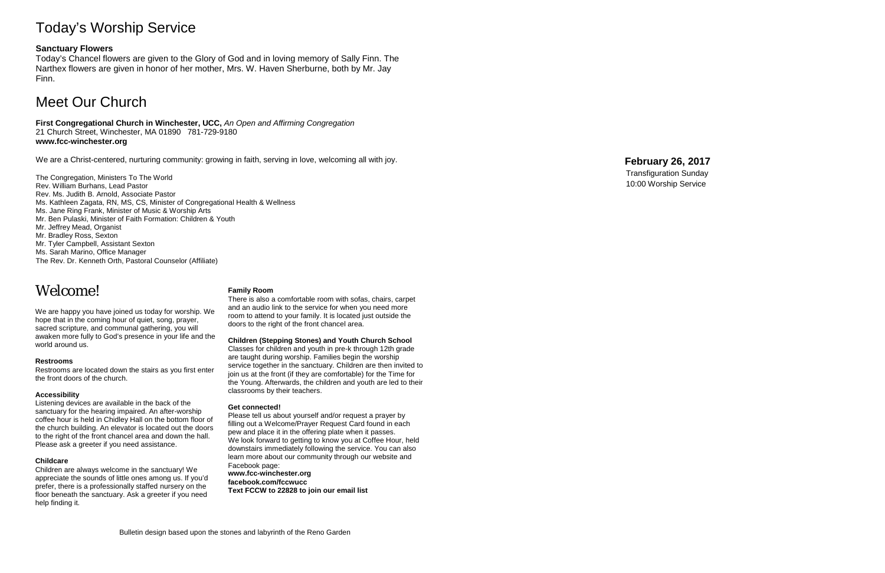# Today's Worship Service

### Sanctuary Flowers

Today's Chancel flowers are given to the Glory of God and in loving memory of Sally Finn. The Narthex flowers are given in honor of her mother, Mrs. W. Haven Sherburne, both by Mr. Jay Finn.

# Meet Our Church

**First Congregational Church in Winchester, UCC,** *An Open and Affirming Congregation*
21 Church Street, Winchester, MA 01890 781-729-9180
**www.fcc-winchester.org**

We are a Christ-centered, nurturing community: growing in faith, serving in love, welcoming all with joy.

The Congregation, Ministers To The World
Rev. William Burhans, Lead Pastor
Rev. Ms. Judith B. Arnold, Associate Pastor
Ms. Kathleen Zagata, RN, MS, CS, Minister of Congregational Health & Wellness
Ms. Jane Ring Frank, Minister of Music & Worship Arts
Mr. Ben Pulaski, Minister of Faith Formation: Children & Youth
Mr. Jeffrey Mead, Organist
Mr. Bradley Ross, Sexton
Mr. Tyler Campbell, Assistant Sexton
Ms. Sarah Marino, Office Manager
The Rev. Dr. Kenneth Orth, Pastoral Counselor (Affiliate)

# Welcome!

We are happy you have joined us today for worship. We hope that in the coming hour of quiet, song, prayer, sacred scripture, and communal gathering, you will awaken more fully to God's presence in your life and the world around us.

### Restrooms

Restrooms are located down the stairs as you first enter the front doors of the church.

### Accessibility

Listening devices are available in the back of the sanctuary for the hearing impaired. An after-worship coffee hour is held in Chidley Hall on the bottom floor of the church building. An elevator is located out the doors to the right of the front chancel area and down the hall. Please ask a greeter if you need assistance.

### Childcare

Children are always welcome in the sanctuary! We appreciate the sounds of little ones among us. If you'd prefer, there is a professionally staffed nursery on the floor beneath the sanctuary. Ask a greeter if you need help finding it.

### Family Room

There is also a comfortable room with sofas, chairs, carpet and an audio link to the service for when you need more room to attend to your family. It is located just outside the doors to the right of the front chancel area.

### Children (Stepping Stones) and Youth Church School

Classes for children and youth in pre-k through 12th grade are taught during worship. Families begin the worship service together in the sanctuary. Children are then invited to join us at the front (if they are comfortable) for the Time for the Young. Afterwards, the children and youth are led to their classrooms by their teachers.

### Get connected!

Please tell us about yourself and/or request a prayer by filling out a Welcome/Prayer Request Card found in each pew and place it in the offering plate when it passes.
We look forward to getting to know you at Coffee Hour, held downstairs immediately following the service. You can also learn more about our community through our website and Facebook page:
**www.fcc-winchester.org**
**facebook.com/fccwucc**
**Text FCCW to 22828 to join our email list**

Bulletin design based upon the stones and labyrinth of the Reno Garden

**February 26, 2017**
Transfiguration Sunday
10:00 Worship Service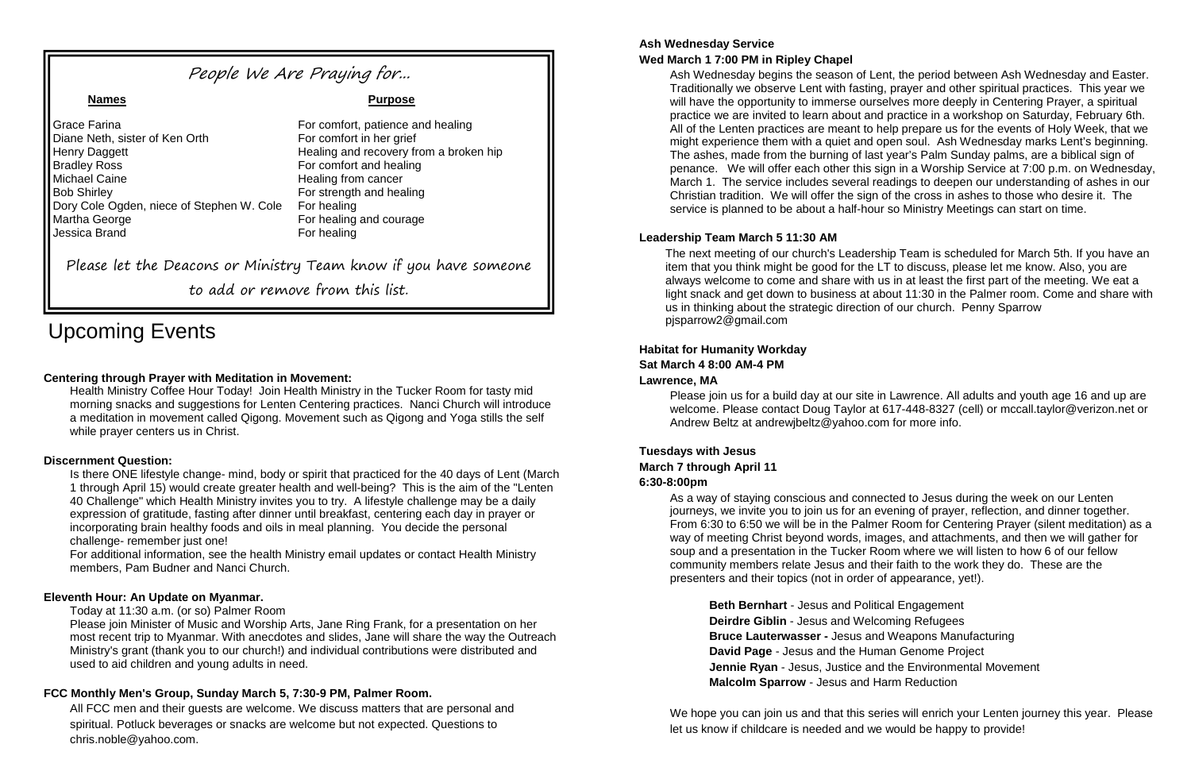## People We Are Praying for...

| Names | Purpose |
|---|---|
| Grace Farina | For comfort, patience and healing |
| Diane Neth, sister of Ken Orth | For comfort in her grief |
| Henry Daggett | Healing and recovery from a broken hip |
| Bradley Ross | For comfort and healing |
| Michael Caine | Healing from cancer |
| Bob Shirley | For strength and healing |
| Dory Cole Ogden, niece of Stephen W. Cole | For healing |
| Martha George | For healing and courage |
| Jessica Brand | For healing |

Please let the Deacons or Ministry Team know if you have someone to add or remove from this list.

# Upcoming Events

**Centering through Prayer with Meditation in Movement:**

Health Ministry Coffee Hour Today! Join Health Ministry in the Tucker Room for tasty mid morning snacks and suggestions for Lenten Centering practices. Nanci Church will introduce a meditation in movement called Qigong. Movement such as Qigong and Yoga stills the self while prayer centers us in Christ.

**Discernment Question:**

Is there ONE lifestyle change- mind, body or spirit that practiced for the 40 days of Lent (March 1 through April 15) would create greater health and well-being? This is the aim of the "Lenten 40 Challenge" which Health Ministry invites you to try. A lifestyle challenge may be a daily expression of gratitude, fasting after dinner until breakfast, centering each day in prayer or incorporating brain healthy foods and oils in meal planning. You decide the personal challenge- remember just one!

For additional information, see the health Ministry email updates or contact Health Ministry members, Pam Budner and Nanci Church.

**Eleventh Hour: An Update on Myanmar.**

Today at 11:30 a.m. (or so) Palmer Room

Please join Minister of Music and Worship Arts, Jane Ring Frank, for a presentation on her most recent trip to Myanmar. With anecdotes and slides, Jane will share the way the Outreach Ministry's grant (thank you to our church!) and individual contributions were distributed and used to aid children and young adults in need.

**FCC Monthly Men's Group, Sunday March 5, 7:30-9 PM, Palmer Room.**

All FCC men and their guests are welcome. We discuss matters that are personal and spiritual. Potluck beverages or snacks are welcome but not expected. Questions to chris.noble@yahoo.com.

**Ash Wednesday Service**
**Wed March 1 7:00 PM in Ripley Chapel**

Ash Wednesday begins the season of Lent, the period between Ash Wednesday and Easter. Traditionally we observe Lent with fasting, prayer and other spiritual practices. This year we will have the opportunity to immerse ourselves more deeply in Centering Prayer, a spiritual practice we are invited to learn about and practice in a workshop on Saturday, February 6th. All of the Lenten practices are meant to help prepare us for the events of Holy Week, that we might experience them with a quiet and open soul. Ash Wednesday marks Lent's beginning. The ashes, made from the burning of last year's Palm Sunday palms, are a biblical sign of penance. We will offer each other this sign in a Worship Service at 7:00 p.m. on Wednesday, March 1. The service includes several readings to deepen our understanding of ashes in our Christian tradition. We will offer the sign of the cross in ashes to those who desire it. The service is planned to be about a half-hour so Ministry Meetings can start on time.

**Leadership Team March 5 11:30 AM**

The next meeting of our church's Leadership Team is scheduled for March 5th. If you have an item that you think might be good for the LT to discuss, please let me know. Also, you are always welcome to come and share with us in at least the first part of the meeting. We eat a light snack and get down to business at about 11:30 in the Palmer room. Come and share with us in thinking about the strategic direction of our church. Penny Sparrow pjsparrow2@gmail.com

**Habitat for Humanity Workday**
**Sat March 4 8:00 AM-4 PM**
**Lawrence, MA**

Please join us for a build day at our site in Lawrence. All adults and youth age 16 and up are welcome. Please contact Doug Taylor at 617-448-8327 (cell) or mccall.taylor@verizon.net or Andrew Beltz at andrewjbeltz@yahoo.com for more info.

**Tuesdays with Jesus**
**March 7 through April 11**
**6:30-8:00pm**

As a way of staying conscious and connected to Jesus during the week on our Lenten journeys, we invite you to join us for an evening of prayer, reflection, and dinner together. From 6:30 to 6:50 we will be in the Palmer Room for Centering Prayer (silent meditation) as a way of meeting Christ beyond words, images, and attachments, and then we will gather for soup and a presentation in the Tucker Room where we will listen to how 6 of our fellow community members relate Jesus and their faith to the work they do. These are the presenters and their topics (not in order of appearance, yet!).

**Beth Bernhart** - Jesus and Political Engagement
**Deirdre Giblin** - Jesus and Welcoming Refugees
**Bruce Lauterwasser -** Jesus and Weapons Manufacturing
**David Page** - Jesus and the Human Genome Project
**Jennie Ryan** - Jesus, Justice and the Environmental Movement
**Malcolm Sparrow** - Jesus and Harm Reduction

We hope you can join us and that this series will enrich your Lenten journey this year. Please let us know if childcare is needed and we would be happy to provide!